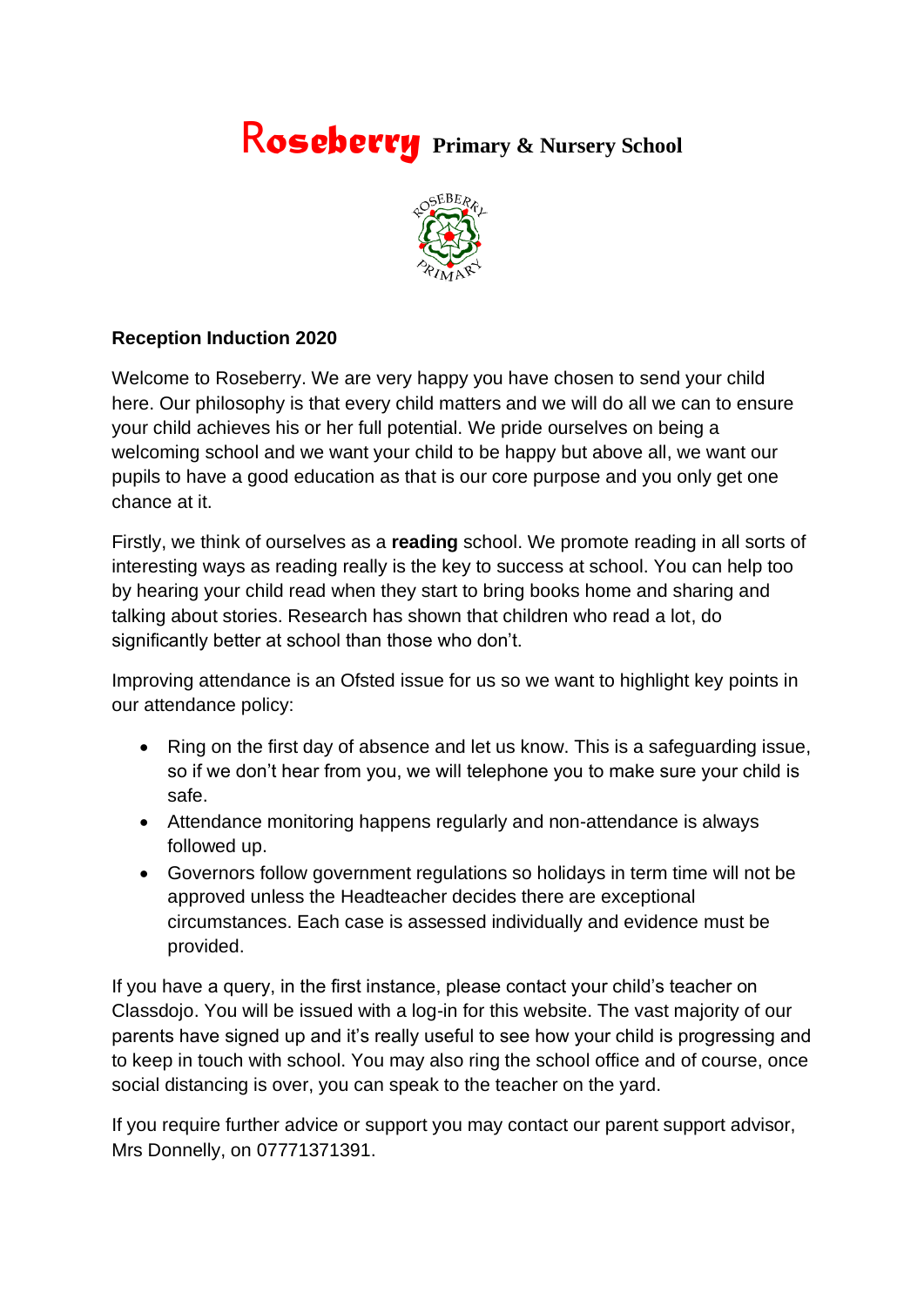# Roseberry Primary & Nursery School

**Reception Induction 2020**

Welcome to Roseberry. We are very happy you have chosen to send your child here. Our philosophy is that every child matters and we will do all we can to ensure your child achieves his or her full potential. We pride ourselves on being a welcoming school and we want your child to be happy but above all, we want our pupils to have a good education as that is our core purpose and you only get one chance at it.

Firstly, we think of ourselves as a **reading** school. We promote reading in all sorts of interesting ways as reading really is the key to success at school. You can help too by hearing your child read when they start to bring books home and sharing and talking about stories. Research has shown that children who read a lot, do significantly better at school than those who don't.

Improving attendance is an Ofsted issue for us so we want to highlight key points in our attendance policy:

- Ring on the first day of absence and let us know. This is a safeguarding issue, so if we don't hear from you, we will telephone you to make sure your child is safe.
- Attendance monitoring happens regularly and non-attendance is always followed up.
- Governors follow government regulations so holidays in term time will not be approved unless the Headteacher decides there are exceptional circumstances. Each case is assessed individually and evidence must be provided.

If you have a query, in the first instance, please contact your child's teacher on Classdojo. You will be issued with a log-in for this website. The vast majority of our parents have signed up and it's really useful to see how your child is progressing and to keep in touch with school. You may also ring the school office and of course, once social distancing is over, you can speak to the teacher on the yard.

If you require further advice or support you may contact our parent support advisor, Mrs Donnelly, on 07771371391.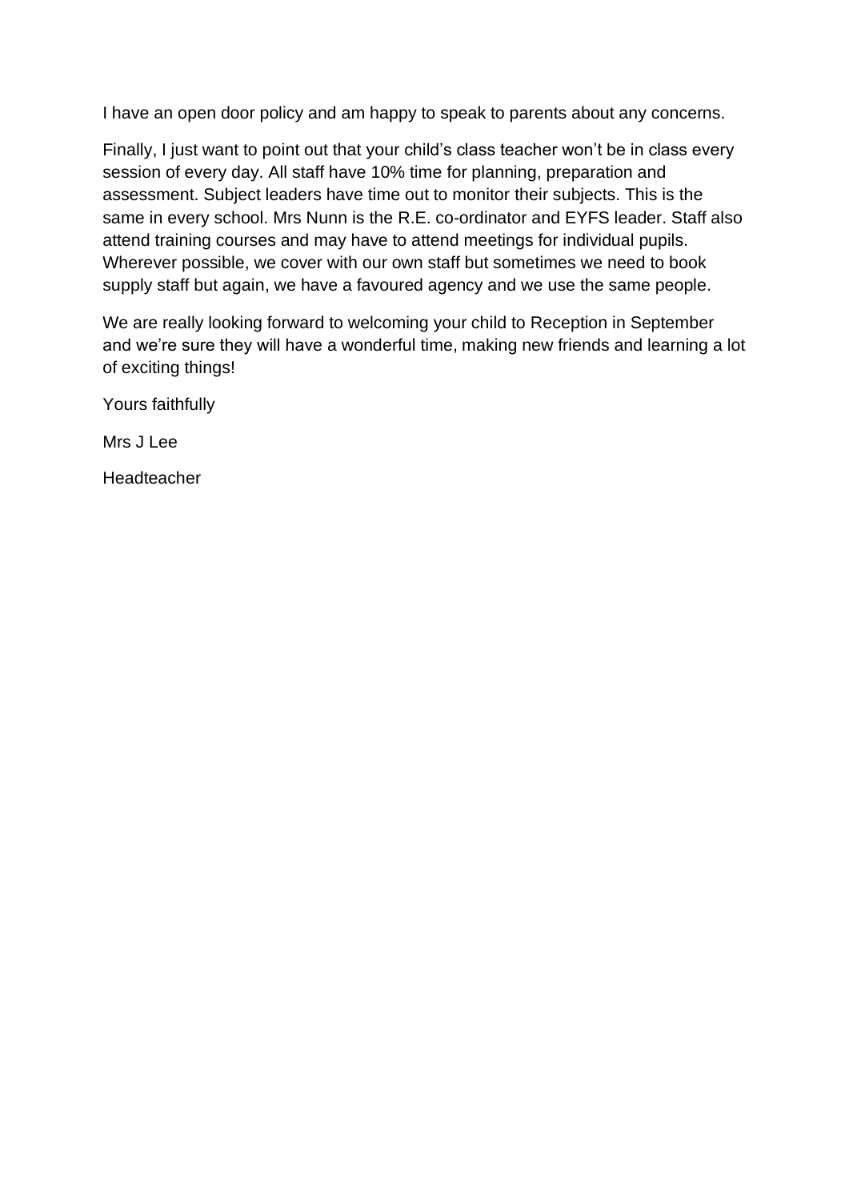I have an open door policy and am happy to speak to parents about any concerns.

Finally, I just want to point out that your child's class teacher won't be in class every session of every day. All staff have 10% time for planning, preparation and assessment. Subject leaders have time out to monitor their subjects. This is the same in every school. Mrs Nunn is the R.E. co-ordinator and EYFS leader. Staff also attend training courses and may have to attend meetings for individual pupils. Wherever possible, we cover with our own staff but sometimes we need to book supply staff but again, we have a favoured agency and we use the same people.

We are really looking forward to welcoming your child to Reception in September and we're sure they will have a wonderful time, making new friends and learning a lot of exciting things!

Yours faithfully

Mrs J Lee

Headteacher